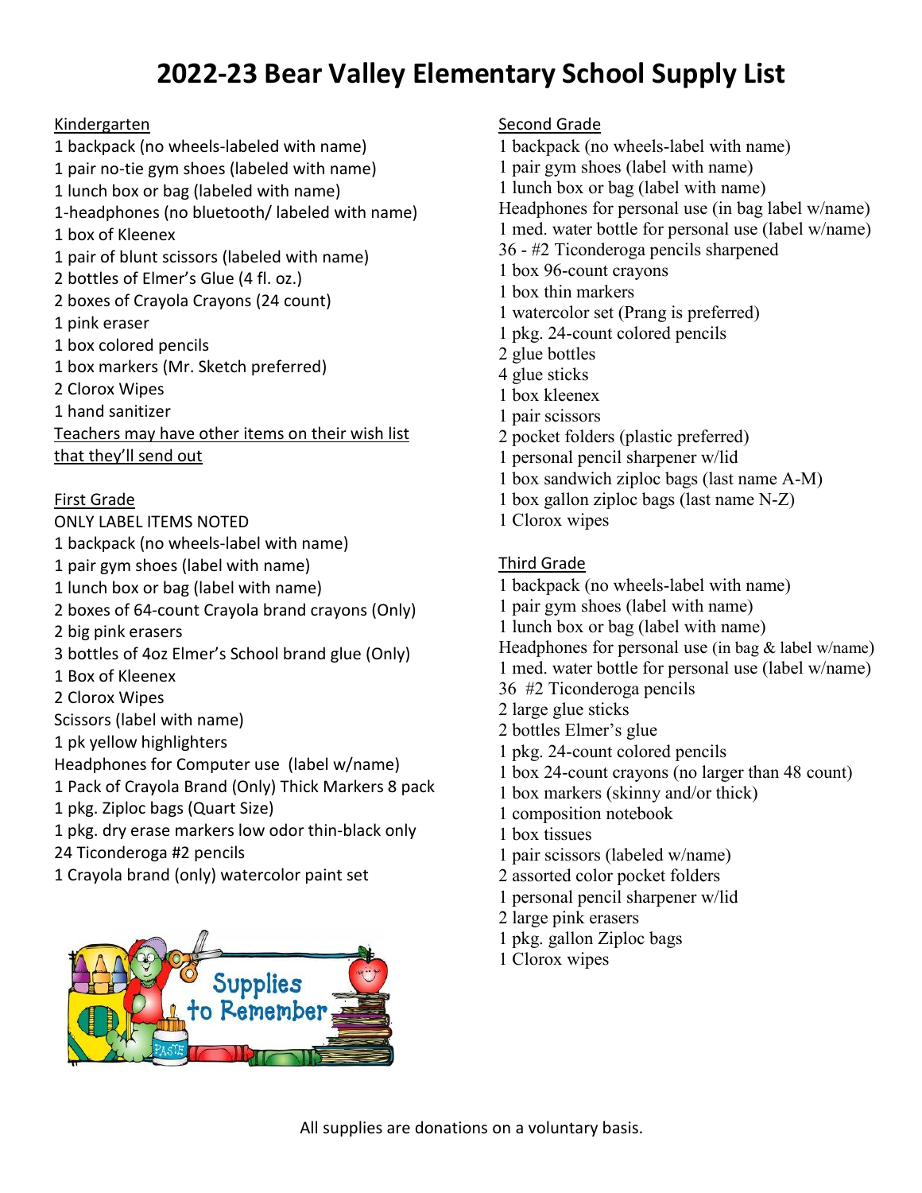# 2022-23 Bear Valley Elementary School Supply List

<u>Kindergarten</u>

1 backpack (no wheels-labeled with name)
1 pair no-tie gym shoes (labeled with name)
1 lunch box or bag (labeled with name)
1-headphones (no bluetooth/ labeled with name)
1 box of Kleenex
1 pair of blunt scissors (labeled with name)
2 bottles of Elmer's Glue (4 fl. oz.)
2 boxes of Crayola Crayons (24 count)
1 pink eraser
1 box colored pencils
1 box markers (Mr. Sketch preferred)
2 Clorox Wipes
1 hand sanitizer
<u>Teachers may have other items on their wish list that they'll send out</u>

<u>First Grade</u>

ONLY LABEL ITEMS NOTED
1 backpack (no wheels-label with name)
1 pair gym shoes (label with name)
1 lunch box or bag (label with name)
2 boxes of 64-count Crayola brand crayons (Only)
2 big pink erasers
3 bottles of 4oz Elmer's School brand glue (Only)
1 Box of Kleenex
2 Clorox Wipes
Scissors (label with name)
1 pk yellow highlighters
Headphones for Computer use (label w/name)
1 Pack of Crayola Brand (Only) Thick Markers 8 pack
1 pkg. Ziploc bags (Quart Size)
1 pkg. dry erase markers low odor thin-black only
24 Ticonderoga #2 pencils
1 Crayola brand (only) watercolor paint set

<u>Second Grade</u>

1 backpack (no wheels-label with name)
1 pair gym shoes (label with name)
1 lunch box or bag (label with name)
Headphones for personal use (in bag label w/name)
1 med. water bottle for personal use (label w/name)
36 - #2 Ticonderoga pencils sharpened
1 box 96-count crayons
1 box thin markers
1 watercolor set (Prang is preferred)
1 pkg. 24-count colored pencils
2 glue bottles
4 glue sticks
1 box kleenex
1 pair scissors
2 pocket folders (plastic preferred)
1 personal pencil sharpener w/lid
1 box sandwich ziploc bags (last name A-M)
1 box gallon ziploc bags (last name N-Z)
1 Clorox wipes

<u>Third Grade</u>

1 backpack (no wheels-label with name)
1 pair gym shoes (label with name)
1 lunch box or bag (label with name)
Headphones for personal use (in bag & label w/name)
1 med. water bottle for personal use (label w/name)
36 #2 Ticonderoga pencils
2 large glue sticks
2 bottles Elmer's glue
1 pkg. 24-count colored pencils
1 box 24-count crayons (no larger than 48 count)
1 box markers (skinny and/or thick)
1 composition notebook
1 box tissues
1 pair scissors (labeled w/name)
2 assorted color pocket folders
1 personal pencil sharpener w/lid
2 large pink erasers
1 pkg. gallon Ziploc bags
1 Clorox wipes

Supplies to Remember

All supplies are donations on a voluntary basis.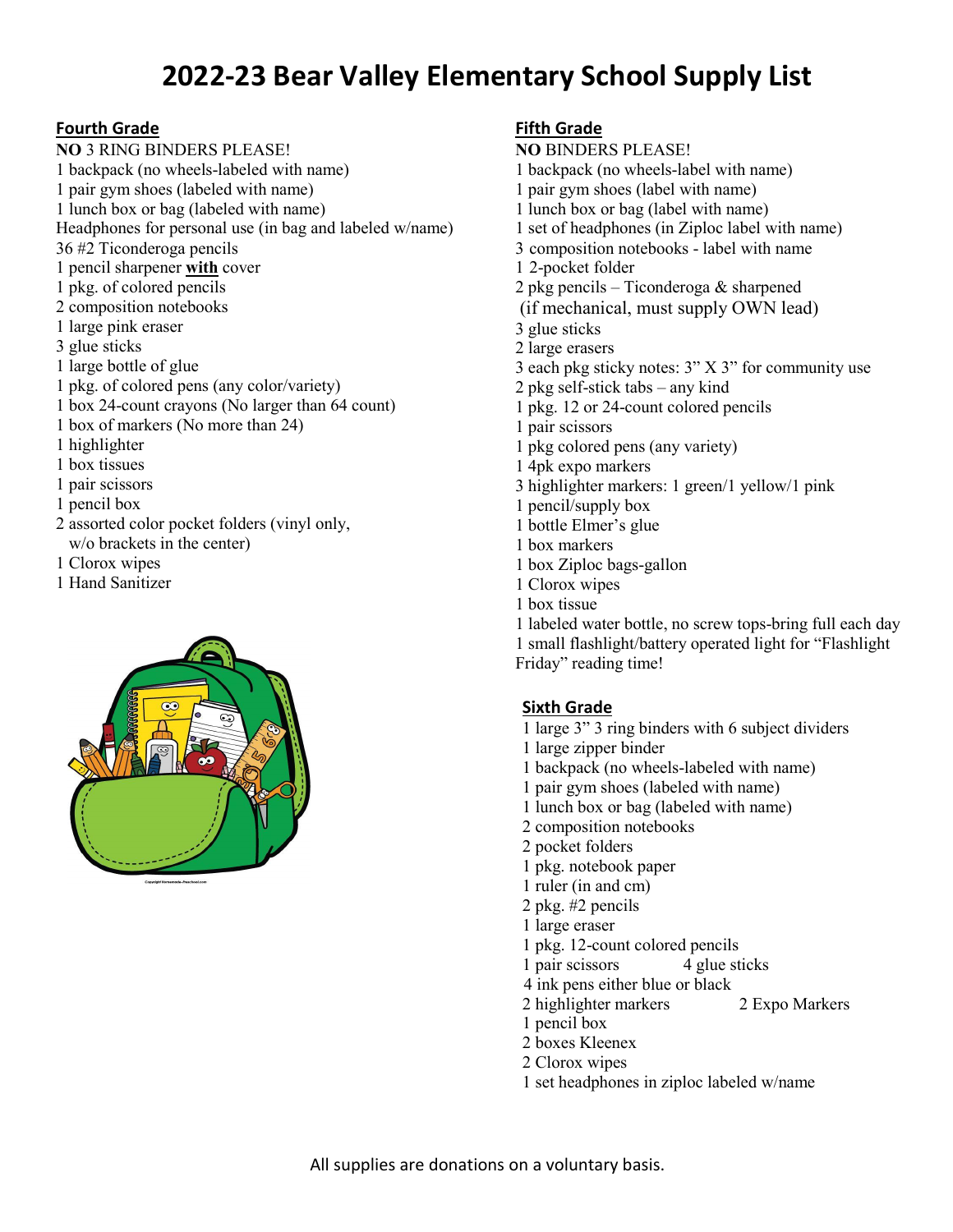# 2022-23 Bear Valley Elementary School Supply List

## Fourth Grade

**NO** 3 RING BINDERS PLEASE!
1 backpack (no wheels-labeled with name)
1 pair gym shoes (labeled with name)
1 lunch box or bag (labeled with name)
Headphones for personal use (in bag and labeled w/name)
36 #2 Ticonderoga pencils
1 pencil sharpener **with** cover
1 pkg. of colored pencils
2 composition notebooks
1 large pink eraser
3 glue sticks
1 large bottle of glue
1 pkg. of colored pens (any color/variety)
1 box 24-count crayons (No larger than 64 count)
1 box of markers (No more than 24)
1 highlighter
1 box tissues
1 pair scissors
1 pencil box
2 assorted color pocket folders (vinyl only, w/o brackets in the center)
1 Clorox wipes
1 Hand Sanitizer

## Fifth Grade

**NO** BINDERS PLEASE!
1 backpack (no wheels-label with name)
1 pair gym shoes (label with name)
1 lunch box or bag (label with name)
1 set of headphones (in Ziploc label with name)
3 composition notebooks - label with name
1 2-pocket folder
2 pkg pencils – Ticonderoga & sharpened (if mechanical, must supply OWN lead)
3 glue sticks
2 large erasers
3 each pkg sticky notes: 3" X 3" for community use
2 pkg self-stick tabs – any kind
1 pkg. 12 or 24-count colored pencils
1 pair scissors
1 pkg colored pens (any variety)
1 4pk expo markers
3 highlighter markers: 1 green/1 yellow/1 pink
1 pencil/supply box
1 bottle Elmer's glue
1 box markers
1 box Ziploc bags-gallon
1 Clorox wipes
1 box tissue
1 labeled water bottle, no screw tops-bring full each day
1 small flashlight/battery operated light for "Flashlight Friday" reading time!

## Sixth Grade

1 large 3" 3 ring binders with 6 subject dividers
1 large zipper binder
1 backpack (no wheels-labeled with name)
1 pair gym shoes (labeled with name)
1 lunch box or bag (labeled with name)
2 composition notebooks
2 pocket folders
1 pkg. notebook paper
1 ruler (in and cm)
2 pkg. #2 pencils
1 large eraser
1 pkg. 12-count colored pencils
1 pair scissors
4 glue sticks
4 ink pens either blue or black
2 highlighter markers
2 Expo Markers
1 pencil box
2 boxes Kleenex
2 Clorox wipes
1 set headphones in ziploc labeled w/name

All supplies are donations on a voluntary basis.